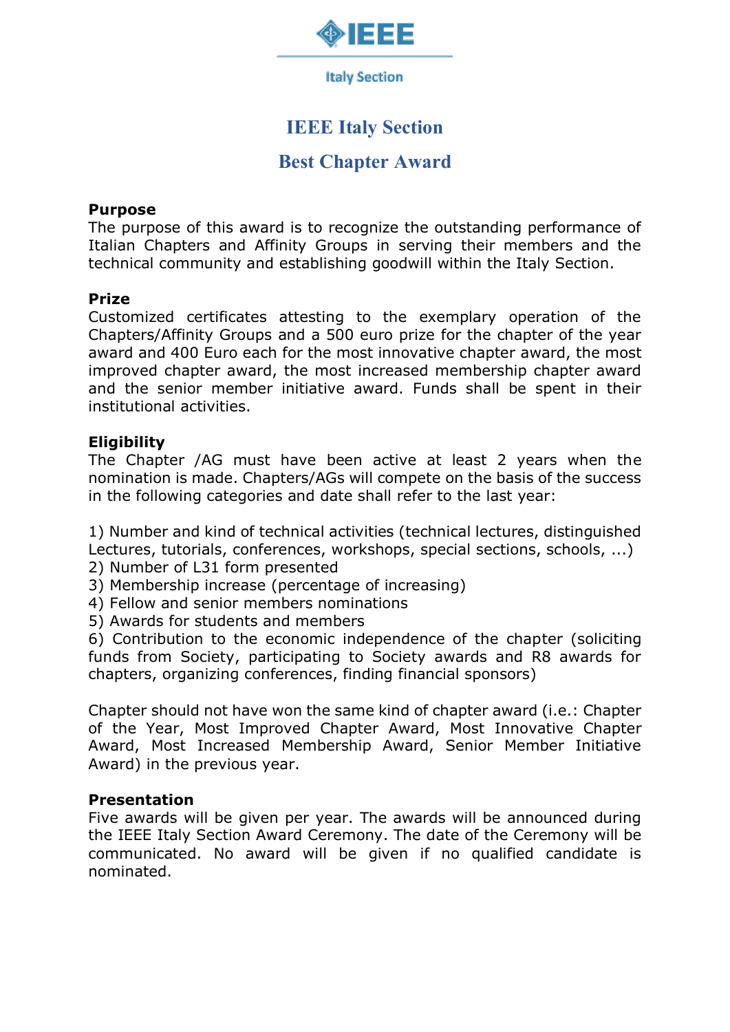IEEE

Italy Section

# IEEE Italy Section

## Best Chapter Award

**Purpose**

The purpose of this award is to recognize the outstanding performance of Italian Chapters and Affinity Groups in serving their members and the technical community and establishing goodwill within the Italy Section.

**Prize**

Customized certificates attesting to the exemplary operation of the Chapters/Affinity Groups and a 500 euro prize for the chapter of the year award and 400 Euro each for the most innovative chapter award, the most improved chapter award, the most increased membership chapter award and the senior member initiative award. Funds shall be spent in their institutional activities.

**Eligibility**

The Chapter /AG must have been active at least 2 years when the nomination is made. Chapters/AGs will compete on the basis of the success in the following categories and date shall refer to the last year:

1) Number and kind of technical activities (technical lectures, distinguished Lectures, tutorials, conferences, workshops, special sections, schools, ...)
2) Number of L31 form presented
3) Membership increase (percentage of increasing)
4) Fellow and senior members nominations
5) Awards for students and members
6) Contribution to the economic independence of the chapter (soliciting funds from Society, participating to Society awards and R8 awards for chapters, organizing conferences, finding financial sponsors)

Chapter should not have won the same kind of chapter award (i.e.: Chapter of the Year, Most Improved Chapter Award, Most Innovative Chapter Award, Most Increased Membership Award, Senior Member Initiative Award) in the previous year.

**Presentation**

Five awards will be given per year. The awards will be announced during the IEEE Italy Section Award Ceremony. The date of the Ceremony will be communicated. No award will be given if no qualified candidate is nominated.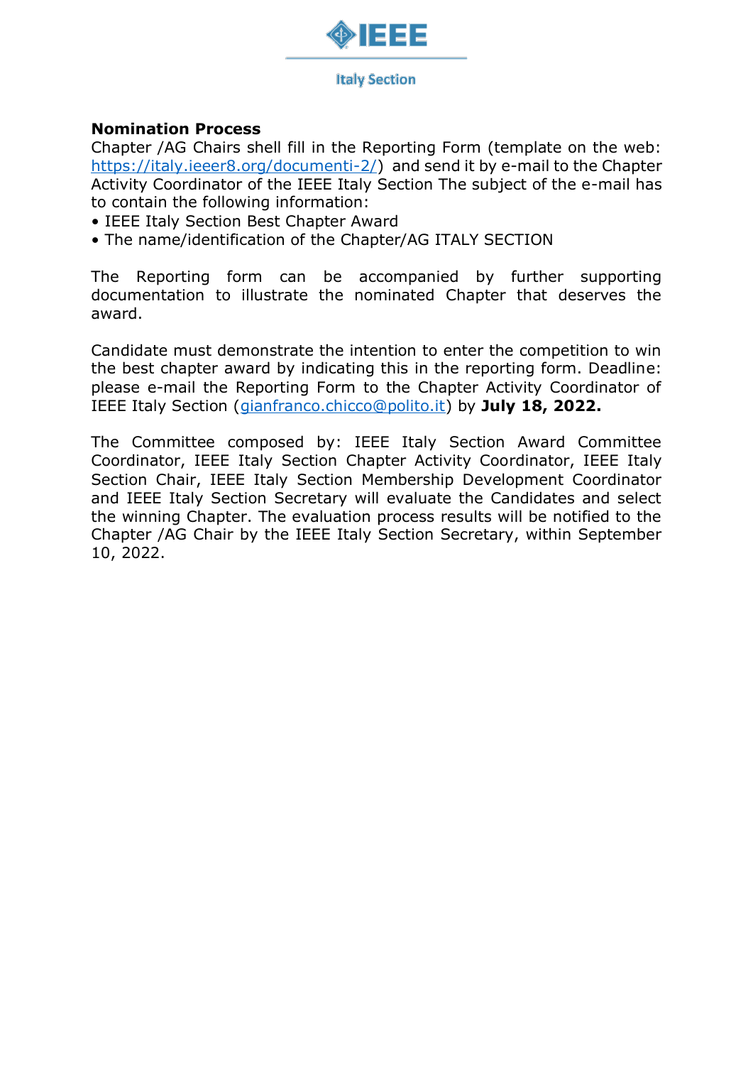IEEE

Italy Section

**Nomination Process**

Chapter /AG Chairs shell fill in the Reporting Form (template on the web: https://italy.ieeer8.org/documenti-2/) and send it by e-mail to the Chapter Activity Coordinator of the IEEE Italy Section The subject of the e-mail has to contain the following information:

- IEEE Italy Section Best Chapter Award
- The name/identification of the Chapter/AG ITALY SECTION

The Reporting form can be accompanied by further supporting documentation to illustrate the nominated Chapter that deserves the award.

Candidate must demonstrate the intention to enter the competition to win the best chapter award by indicating this in the reporting form. Deadline: please e-mail the Reporting Form to the Chapter Activity Coordinator of IEEE Italy Section (gianfranco.chicco@polito.it) by **July 18, 2022.**

The Committee composed by: IEEE Italy Section Award Committee Coordinator, IEEE Italy Section Chapter Activity Coordinator, IEEE Italy Section Chair, IEEE Italy Section Membership Development Coordinator and IEEE Italy Section Secretary will evaluate the Candidates and select the winning Chapter. The evaluation process results will be notified to the Chapter /AG Chair by the IEEE Italy Section Secretary, within September 10, 2022.